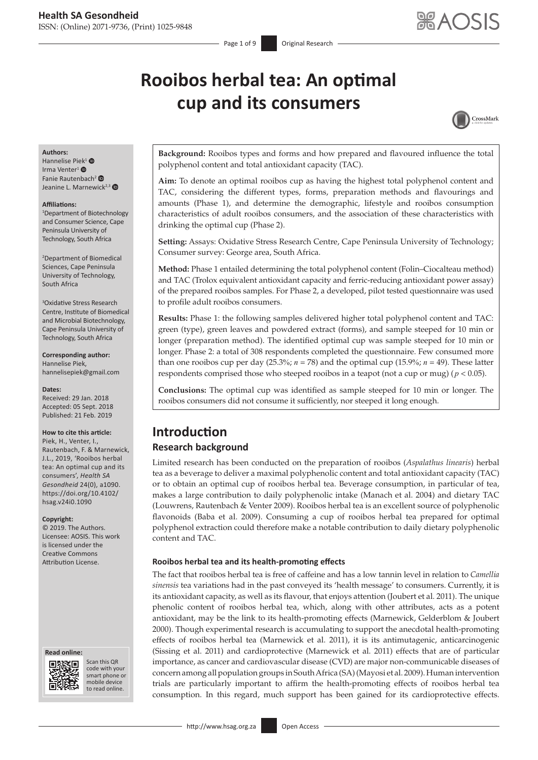# Rooibos herbal tea: An optimal cup and its consumers

**Authors:**
Hannelise Piek[1]
Irma Venter[1]
Fanie Rautenbach[2]
Jeanine L. Marnewick[2,3]

**Affiliations:**
[1]Department of Biotechnology and Consumer Science, Cape Peninsula University of Technology, South Africa

[2]Department of Biomedical Sciences, Cape Peninsula University of Technology, South Africa

[3]Oxidative Stress Research Centre, Institute of Biomedical and Microbial Biotechnology, Cape Peninsula University of Technology, South Africa

**Corresponding author:**
Hannelise Piek,
hannelisepiek@gmail.com

**Dates:**
Received: 29 Jan. 2018
Accepted: 05 Sept. 2018
Published: 21 Feb. 2019

**How to cite this article:**
Piek, H., Venter, I., Rautenbach, F. & Marnewick, J.L., 2019, 'Rooibos herbal tea: An optimal cup and its consumers', *Health SA Gesondheid* 24(0), a1090. https://doi.org/10.4102/hsag.v24i0.1090

**Copyright:**
© 2019. The Authors. Licensee: AOSIS. This work is licensed under the Creative Commons Attribution License.

**Read online:**
Scan this QR code with your smart phone or mobile device to read online.

**Background:** Rooibos types and forms and how prepared and flavoured influence the total polyphenol content and total antioxidant capacity (TAC).

**Aim:** To denote an optimal rooibos cup as having the highest total polyphenol content and TAC, considering the different types, forms, preparation methods and flavourings and amounts (Phase 1), and determine the demographic, lifestyle and rooibos consumption characteristics of adult rooibos consumers, and the association of these characteristics with drinking the optimal cup (Phase 2).

**Setting:** Assays: Oxidative Stress Research Centre, Cape Peninsula University of Technology; Consumer survey: George area, South Africa.

**Method:** Phase 1 entailed determining the total polyphenol content (Folin–Ciocalteau method) and TAC (Trolox equivalent antioxidant capacity and ferric-reducing antioxidant power assay) of the prepared rooibos samples. For Phase 2, a developed, pilot tested questionnaire was used to profile adult rooibos consumers.

**Results:** Phase 1: the following samples delivered higher total polyphenol content and TAC: green (type), green leaves and powdered extract (forms), and sample steeped for 10 min or longer (preparation method). The identified optimal cup was sample steeped for 10 min or longer. Phase 2: a total of 308 respondents completed the questionnaire. Few consumed more than one rooibos cup per day (25.3%; $n = 78$) and the optimal cup (15.9%; $n = 49$). These latter respondents comprised those who steeped rooibos in a teapot (not a cup or mug) ($p < 0.05$).

**Conclusions:** The optimal cup was identified as sample steeped for 10 min or longer. The rooibos consumers did not consume it sufficiently, nor steeped it long enough.

## Introduction

### Research background

Limited research has been conducted on the preparation of rooibos (*Aspalathus linearis*) herbal tea as a beverage to deliver a maximal polyphenolic content and total antioxidant capacity (TAC) or to obtain an optimal cup of rooibos herbal tea. Beverage consumption, in particular of tea, makes a large contribution to daily polyphenolic intake (Manach et al. 2004) and dietary TAC (Louwrens, Rautenbach & Venter 2009). Rooibos herbal tea is an excellent source of polyphenolic flavonoids (Baba et al. 2009). Consuming a cup of rooibos herbal tea prepared for optimal polyphenol extraction could therefore make a notable contribution to daily dietary polyphenolic content and TAC.

#### Rooibos herbal tea and its health-promoting effects

The fact that rooibos herbal tea is free of caffeine and has a low tannin level in relation to *Camellia sinensis* tea variations had in the past conveyed its 'health message' to consumers. Currently, it is its antioxidant capacity, as well as its flavour, that enjoys attention (Joubert et al. 2011). The unique phenolic content of rooibos herbal tea, which, along with other attributes, acts as a potent antioxidant, may be the link to its health-promoting effects (Marnewick, Gelderblom & Joubert 2000). Though experimental research is accumulating to support the anecdotal health-promoting effects of rooibos herbal tea (Marnewick et al. 2011), it is its antimutagenic, anticarcinogenic (Sissing et al. 2011) and cardioprotective (Marnewick et al. 2011) effects that are of particular importance, as cancer and cardiovascular disease (CVD) are major non-communicable diseases of concern among all population groups in South Africa (SA) (Mayosi et al. 2009). Human intervention trials are particularly important to affirm the health-promoting effects of rooibos herbal tea consumption. In this regard, much support has been gained for its cardioprotective effects.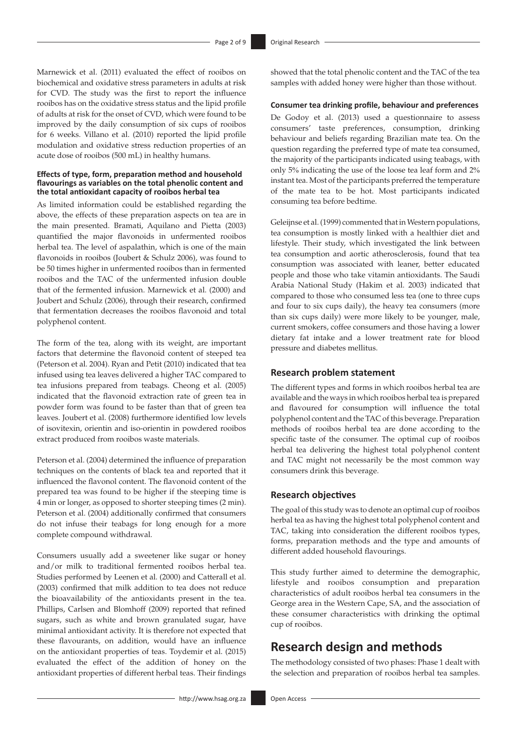Marnewick et al. (2011) evaluated the effect of rooibos on biochemical and oxidative stress parameters in adults at risk for CVD. The study was the first to report the influence rooibos has on the oxidative stress status and the lipid profile of adults at risk for the onset of CVD, which were found to be improved by the daily consumption of six cups of rooibos for 6 weeks. Villano et al. (2010) reported the lipid profile modulation and oxidative stress reduction properties of an acute dose of rooibos (500 mL) in healthy humans.

#### Effects of type, form, preparation method and household flavourings as variables on the total phenolic content and the total antioxidant capacity of rooibos herbal tea

As limited information could be established regarding the above, the effects of these preparation aspects on tea are in the main presented. Bramati, Aquilano and Pietta (2003) quantified the major flavonoids in unfermented rooibos herbal tea. The level of aspalathin, which is one of the main flavonoids in rooibos (Joubert & Schulz 2006), was found to be 50 times higher in unfermented rooibos than in fermented rooibos and the TAC of the unfermented infusion double that of the fermented infusion. Marnewick et al. (2000) and Joubert and Schulz (2006), through their research, confirmed that fermentation decreases the rooibos flavonoid and total polyphenol content.

The form of the tea, along with its weight, are important factors that determine the flavonoid content of steeped tea (Peterson et al. 2004). Ryan and Petit (2010) indicated that tea infused using tea leaves delivered a higher TAC compared to tea infusions prepared from teabags. Cheong et al. (2005) indicated that the flavonoid extraction rate of green tea in powder form was found to be faster than that of green tea leaves. Joubert et al. (2008) furthermore identified low levels of isovitexin, orientin and iso-orientin in powdered rooibos extract produced from rooibos waste materials.

Peterson et al. (2004) determined the influence of preparation techniques on the contents of black tea and reported that it influenced the flavonol content. The flavonoid content of the prepared tea was found to be higher if the steeping time is 4 min or longer, as opposed to shorter steeping times (2 min). Peterson et al. (2004) additionally confirmed that consumers do not infuse their teabags for long enough for a more complete compound withdrawal.

Consumers usually add a sweetener like sugar or honey and/or milk to traditional fermented rooibos herbal tea. Studies performed by Leenen et al. (2000) and Catterall et al. (2003) confirmed that milk addition to tea does not reduce the bioavailability of the antioxidants present in the tea. Phillips, Carlsen and Blomhoff (2009) reported that refined sugars, such as white and brown granulated sugar, have minimal antioxidant activity. It is therefore not expected that these flavourants, on addition, would have an influence on the antioxidant properties of teas. Toydemir et al. (2015) evaluated the effect of the addition of honey on the antioxidant properties of different herbal teas. Their findings showed that the total phenolic content and the TAC of the tea samples with added honey were higher than those without.

#### Consumer tea drinking profile, behaviour and preferences

De Godoy et al. (2013) used a questionnaire to assess consumers' taste preferences, consumption, drinking behaviour and beliefs regarding Brazilian mate tea. On the question regarding the preferred type of mate tea consumed, the majority of the participants indicated using teabags, with only 5% indicating the use of the loose tea leaf form and 2% instant tea. Most of the participants preferred the temperature of the mate tea to be hot. Most participants indicated consuming tea before bedtime.

Geleijnse et al. (1999) commented that in Western populations, tea consumption is mostly linked with a healthier diet and lifestyle. Their study, which investigated the link between tea consumption and aortic atherosclerosis, found that tea consumption was associated with leaner, better educated people and those who take vitamin antioxidants. The Saudi Arabia National Study (Hakim et al. 2003) indicated that compared to those who consumed less tea (one to three cups and four to six cups daily), the heavy tea consumers (more than six cups daily) were more likely to be younger, male, current smokers, coffee consumers and those having a lower dietary fat intake and a lower treatment rate for blood pressure and diabetes mellitus.

### Research problem statement

The different types and forms in which rooibos herbal tea are available and the ways in which rooibos herbal tea is prepared and flavoured for consumption will influence the total polyphenol content and the TAC of this beverage. Preparation methods of rooibos herbal tea are done according to the specific taste of the consumer. The optimal cup of rooibos herbal tea delivering the highest total polyphenol content and TAC might not necessarily be the most common way consumers drink this beverage.

### Research objectives

The goal of this study was to denote an optimal cup of rooibos herbal tea as having the highest total polyphenol content and TAC, taking into consideration the different rooibos types, forms, preparation methods and the type and amounts of different added household flavourings.

This study further aimed to determine the demographic, lifestyle and rooibos consumption and preparation characteristics of adult rooibos herbal tea consumers in the George area in the Western Cape, SA, and the association of these consumer characteristics with drinking the optimal cup of rooibos.

## Research design and methods

The methodology consisted of two phases: Phase 1 dealt with the selection and preparation of rooibos herbal tea samples.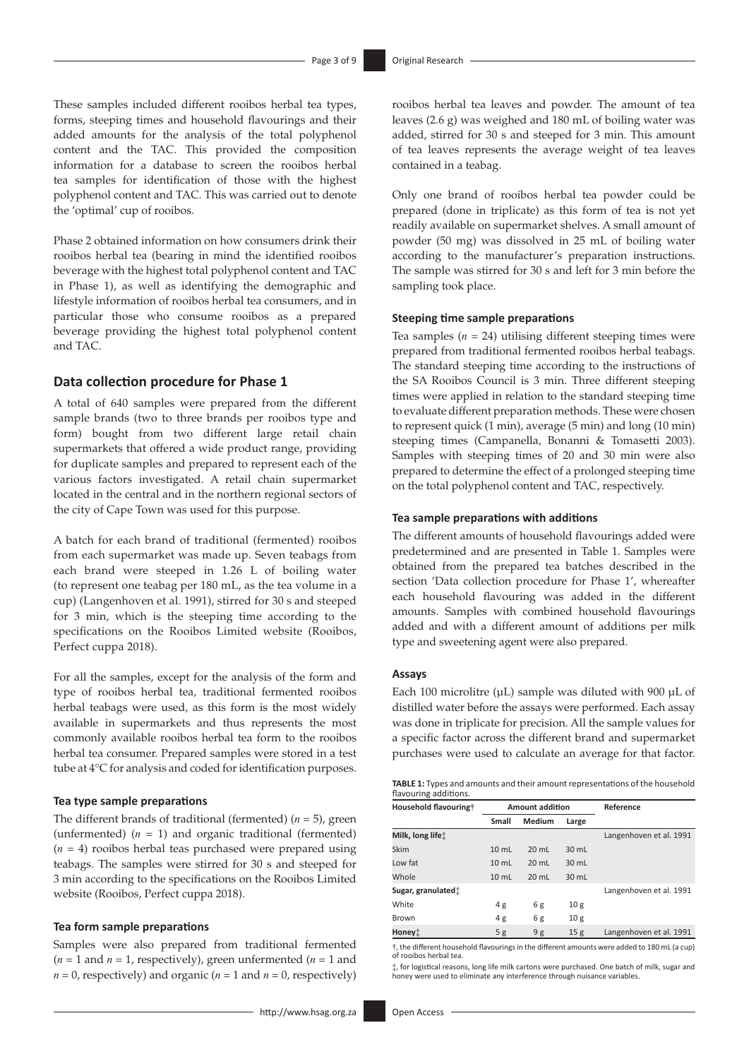These samples included different rooibos herbal tea types, forms, steeping times and household flavourings and their added amounts for the analysis of the total polyphenol content and the TAC. This provided the composition information for a database to screen the rooibos herbal tea samples for identification of those with the highest polyphenol content and TAC. This was carried out to denote the 'optimal' cup of rooibos.

Phase 2 obtained information on how consumers drink their rooibos herbal tea (bearing in mind the identified rooibos beverage with the highest total polyphenol content and TAC in Phase 1), as well as identifying the demographic and lifestyle information of rooibos herbal tea consumers, and in particular those who consume rooibos as a prepared beverage providing the highest total polyphenol content and TAC.

## Data collection procedure for Phase 1

A total of 640 samples were prepared from the different sample brands (two to three brands per rooibos type and form) bought from two different large retail chain supermarkets that offered a wide product range, providing for duplicate samples and prepared to represent each of the various factors investigated. A retail chain supermarket located in the central and in the northern regional sectors of the city of Cape Town was used for this purpose.

A batch for each brand of traditional (fermented) rooibos from each supermarket was made up. Seven teabags from each brand were steeped in 1.26 L of boiling water (to represent one teabag per 180 mL, as the tea volume in a cup) (Langenhoven et al. 1991), stirred for 30 s and steeped for 3 min, which is the steeping time according to the specifications on the Rooibos Limited website (Rooibos, Perfect cuppa 2018).

For all the samples, except for the analysis of the form and type of rooibos herbal tea, traditional fermented rooibos herbal teabags were used, as this form is the most widely available in supermarkets and thus represents the most commonly available rooibos herbal tea form to the rooibos herbal tea consumer. Prepared samples were stored in a test tube at 4°C for analysis and coded for identification purposes.

### Tea type sample preparations

The different brands of traditional (fermented) (*n* = 5), green (unfermented) (*n* = 1) and organic traditional (fermented) (*n* = 4) rooibos herbal teas purchased were prepared using teabags. The samples were stirred for 30 s and steeped for 3 min according to the specifications on the Rooibos Limited website (Rooibos, Perfect cuppa 2018).

### Tea form sample preparations

Samples were also prepared from traditional fermented (*n* = 1 and *n* = 1, respectively), green unfermented (*n* = 1 and *n* = 0, respectively) and organic (*n* = 1 and *n* = 0, respectively) rooibos herbal tea leaves and powder. The amount of tea leaves (2.6 g) was weighed and 180 mL of boiling water was added, stirred for 30 s and steeped for 3 min. This amount of tea leaves represents the average weight of tea leaves contained in a teabag.

Only one brand of rooibos herbal tea powder could be prepared (done in triplicate) as this form of tea is not yet readily available on supermarket shelves. A small amount of powder (50 mg) was dissolved in 25 mL of boiling water according to the manufacturer's preparation instructions. The sample was stirred for 30 s and left for 3 min before the sampling took place.

### Steeping time sample preparations

Tea samples (*n* = 24) utilising different steeping times were prepared from traditional fermented rooibos herbal teabags. The standard steeping time according to the instructions of the SA Rooibos Council is 3 min. Three different steeping times were applied in relation to the standard steeping time to evaluate different preparation methods. These were chosen to represent quick (1 min), average (5 min) and long (10 min) steeping times (Campanella, Bonanni & Tomasetti 2003). Samples with steeping times of 20 and 30 min were also prepared to determine the effect of a prolonged steeping time on the total polyphenol content and TAC, respectively.

### Tea sample preparations with additions

The different amounts of household flavourings added were predetermined and are presented in Table 1. Samples were obtained from the prepared tea batches described in the section 'Data collection procedure for Phase 1', whereafter each household flavouring was added in the different amounts. Samples with combined household flavourings added and with a different amount of additions per milk type and sweetening agent were also prepared.

### Assays

Each 100 microlitre (µL) sample was diluted with 900 µL of distilled water before the assays were performed. Each assay was done in triplicate for precision. All the sample values for a specific factor across the different brand and supermarket purchases were used to calculate an average for that factor.

**TABLE 1:** Types and amounts and their amount representations of the household flavouring additions.

| Household flavouring† | Amount addition | | | Reference |
|---|---|---|---|---|
| | Small | Medium | Large | |
| **Milk, long life‡** | | | | Langenhoven et al. 1991 |
| Skim | 10 mL | 20 mL | 30 mL | |
| Low fat | 10 mL | 20 mL | 30 mL | |
| Whole | 10 mL | 20 mL | 30 mL | |
| **Sugar, granulated‡** | | | | Langenhoven et al. 1991 |
| White | 4 g | 6 g | 10 g | |
| Brown | 4 g | 6 g | 10 g | |
| **Honey‡** | 5 g | 9 g | 15 g | Langenhoven et al. 1991 |

†, the different household flavourings in the different amounts were added to 180 mL (a cup) of rooibos herbal tea.

‡, for logistical reasons, long life milk cartons were purchased. One batch of milk, sugar and honey were used to eliminate any interference through nuisance variables.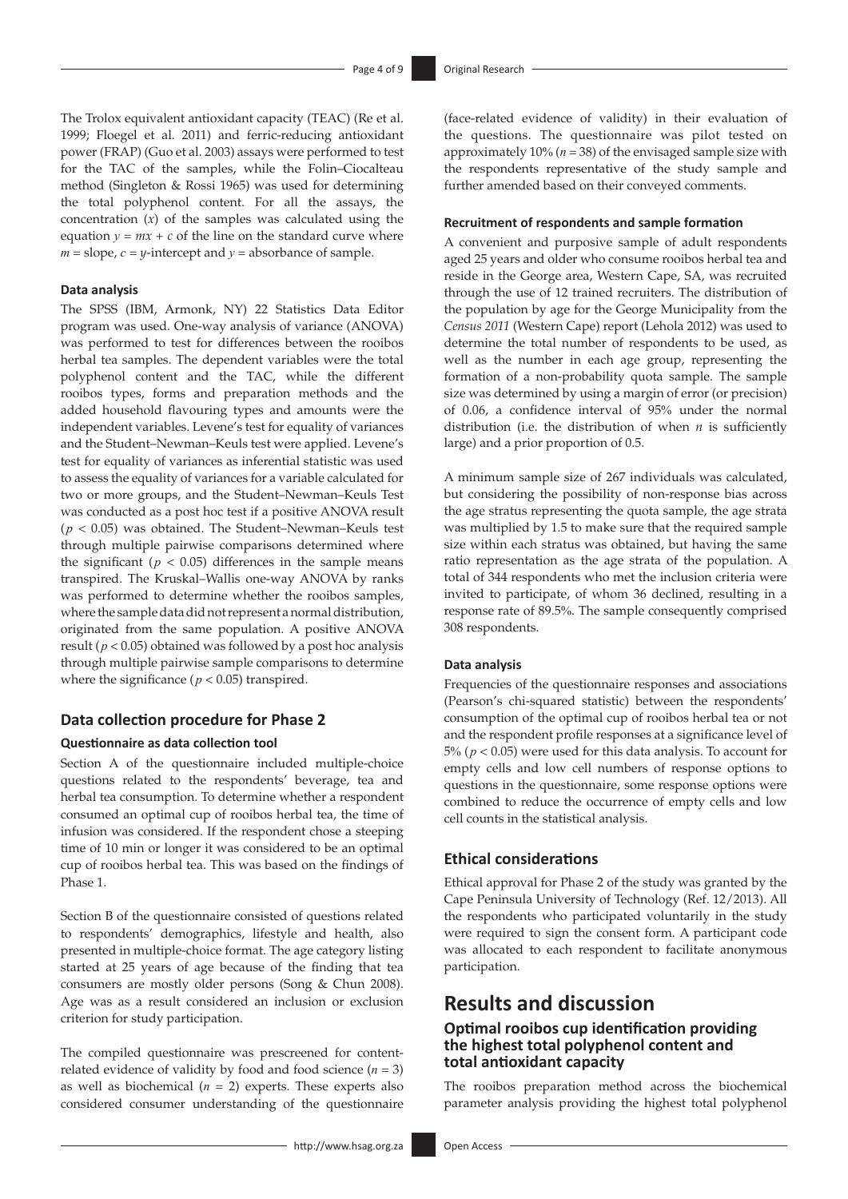The Trolox equivalent antioxidant capacity (TEAC) (Re et al. 1999; Floegel et al. 2011) and ferric-reducing antioxidant power (FRAP) (Guo et al. 2003) assays were performed to test for the TAC of the samples, while the Folin–Ciocalteau method (Singleton & Rossi 1965) was used for determining the total polyphenol content. For all the assays, the concentration ($x$) of the samples was calculated using the equation $y = mx + c$ of the line on the standard curve where $m$ = slope, $c$ = $y$-intercept and $y$ = absorbance of sample.

#### Data analysis

The SPSS (IBM, Armonk, NY) 22 Statistics Data Editor program was used. One-way analysis of variance (ANOVA) was performed to test for differences between the rooibos herbal tea samples. The dependent variables were the total polyphenol content and the TAC, while the different rooibos types, forms and preparation methods and the added household flavouring types and amounts were the independent variables. Levene's test for equality of variances and the Student–Newman–Keuls test were applied. Levene's test for equality of variances as inferential statistic was used to assess the equality of variances for a variable calculated for two or more groups, and the Student–Newman–Keuls Test was conducted as a post hoc test if a positive ANOVA result ($p < 0.05$) was obtained. The Student–Newman–Keuls test through multiple pairwise comparisons determined where the significant ($p < 0.05$) differences in the sample means transpired. The Kruskal–Wallis one-way ANOVA by ranks was performed to determine whether the rooibos samples, where the sample data did not represent a normal distribution, originated from the same population. A positive ANOVA result ($p < 0.05$) obtained was followed by a post hoc analysis through multiple pairwise sample comparisons to determine where the significance ($p < 0.05$) transpired.

### Data collection procedure for Phase 2

#### Questionnaire as data collection tool

Section A of the questionnaire included multiple-choice questions related to the respondents' beverage, tea and herbal tea consumption. To determine whether a respondent consumed an optimal cup of rooibos herbal tea, the time of infusion was considered. If the respondent chose a steeping time of 10 min or longer it was considered to be an optimal cup of rooibos herbal tea. This was based on the findings of Phase 1.

Section B of the questionnaire consisted of questions related to respondents' demographics, lifestyle and health, also presented in multiple-choice format. The age category listing started at 25 years of age because of the finding that tea consumers are mostly older persons (Song & Chun 2008). Age was as a result considered an inclusion or exclusion criterion for study participation.

The compiled questionnaire was prescreened for content-related evidence of validity by food and food science ($n = 3$) as well as biochemical ($n = 2$) experts. These experts also considered consumer understanding of the questionnaire (face-related evidence of validity) in their evaluation of the questions. The questionnaire was pilot tested on approximately 10% ($n = 38$) of the envisaged sample size with the respondents representative of the study sample and further amended based on their conveyed comments.

#### Recruitment of respondents and sample formation

A convenient and purposive sample of adult respondents aged 25 years and older who consume rooibos herbal tea and reside in the George area, Western Cape, SA, was recruited through the use of 12 trained recruiters. The distribution of the population by age for the George Municipality from the *Census 2011* (Western Cape) report (Lehola 2012) was used to determine the total number of respondents to be used, as well as the number in each age group, representing the formation of a non-probability quota sample. The sample size was determined by using a margin of error (or precision) of 0.06, a confidence interval of 95% under the normal distribution (i.e. the distribution of when $n$ is sufficiently large) and a prior proportion of 0.5.

A minimum sample size of 267 individuals was calculated, but considering the possibility of non-response bias across the age stratus representing the quota sample, the age strata was multiplied by 1.5 to make sure that the required sample size within each stratus was obtained, but having the same ratio representation as the age strata of the population. A total of 344 respondents who met the inclusion criteria were invited to participate, of whom 36 declined, resulting in a response rate of 89.5%. The sample consequently comprised 308 respondents.

#### Data analysis

Frequencies of the questionnaire responses and associations (Pearson's chi-squared statistic) between the respondents' consumption of the optimal cup of rooibos herbal tea or not and the respondent profile responses at a significance level of 5% ($p < 0.05$) were used for this data analysis. To account for empty cells and low cell numbers of response options to questions in the questionnaire, some response options were combined to reduce the occurrence of empty cells and low cell counts in the statistical analysis.

### Ethical considerations

Ethical approval for Phase 2 of the study was granted by the Cape Peninsula University of Technology (Ref. 12/2013). All the respondents who participated voluntarily in the study were required to sign the consent form. A participant code was allocated to each respondent to facilitate anonymous participation.

## Results and discussion

### Optimal rooibos cup identification providing the highest total polyphenol content and total antioxidant capacity

The rooibos preparation method across the biochemical parameter analysis providing the highest total polyphenol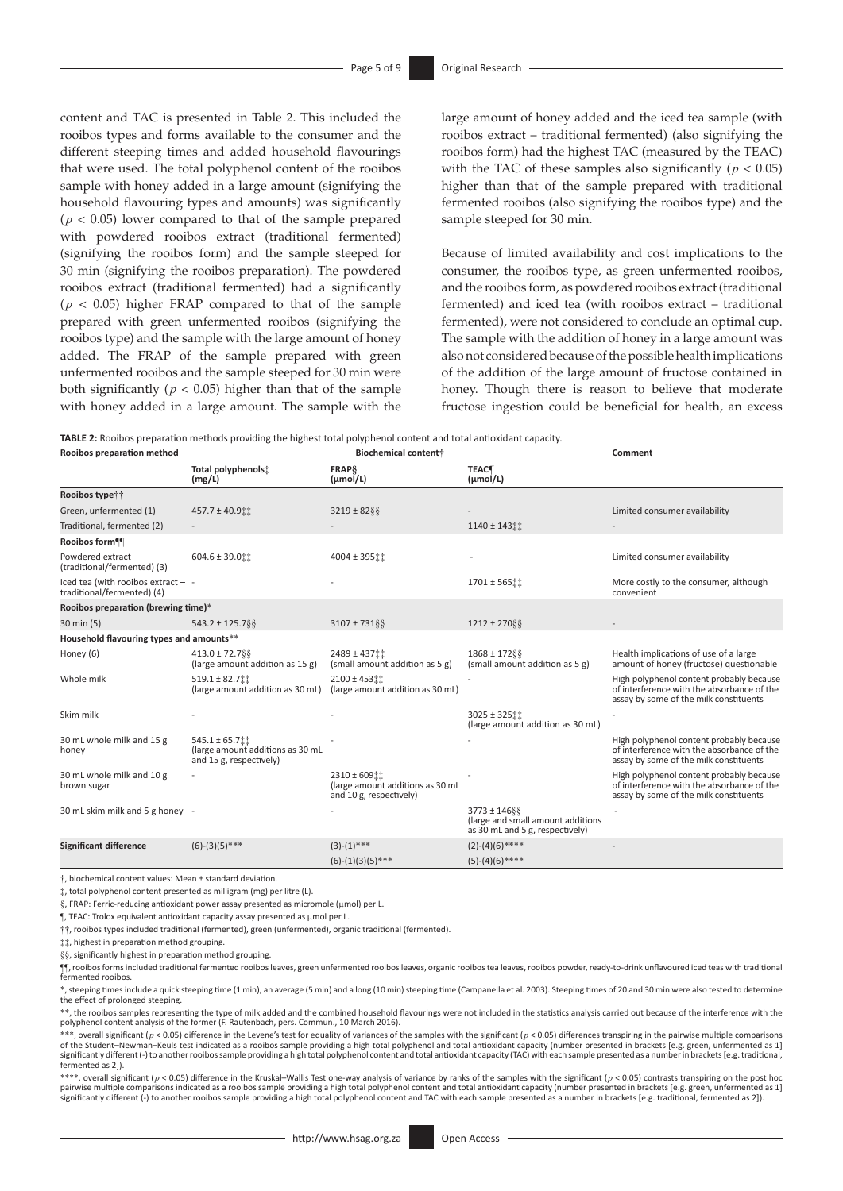content and TAC is presented in Table 2. This included the rooibos types and forms available to the consumer and the different steeping times and added household flavourings that were used. The total polyphenol content of the rooibos sample with honey added in a large amount (signifying the household flavouring types and amounts) was significantly ($p < 0.05$) lower compared to that of the sample prepared with powdered rooibos extract (traditional fermented) (signifying the rooibos form) and the sample steeped for 30 min (signifying the rooibos preparation). The powdered rooibos extract (traditional fermented) had a significantly ($p < 0.05$) higher FRAP compared to that of the sample prepared with green unfermented rooibos (signifying the rooibos type) and the sample with the large amount of honey added. The FRAP of the sample prepared with green unfermented rooibos and the sample steeped for 30 min were both significantly ($p < 0.05$) higher than that of the sample with honey added in a large amount. The sample with the large amount of honey added and the iced tea sample (with rooibos extract – traditional fermented) (also signifying the rooibos form) had the highest TAC (measured by the TEAC) with the TAC of these samples also significantly ($p < 0.05$) higher than that of the sample prepared with traditional fermented rooibos (also signifying the rooibos type) and the sample steeped for 30 min.

Because of limited availability and cost implications to the consumer, the rooibos type, as green unfermented rooibos, and the rooibos form, as powdered rooibos extract (traditional fermented) and iced tea (with rooibos extract – traditional fermented), were not considered to conclude an optimal cup. The sample with the addition of honey in a large amount was also not considered because of the possible health implications of the addition of the large amount of fructose contained in honey. Though there is reason to believe that moderate fructose ingestion could be beneficial for health, an excess

**TABLE 2:** Rooibos preparation methods providing the highest total polyphenol content and total antioxidant capacity.

| Rooibos preparation method | Biochemical content† | | | Comment |
|---|---|---|---|---|
| | Total polyphenols‡ (mg/L) | FRAP§ (μmol/L) | TEAC¶ (μmol/L) | |
| **Rooibos type††** | | | | |
| Green, unfermented (1) | 457.7 ± 40.9‡‡ | 3219 ± 82§§ | - | Limited consumer availability |
| Traditional, fermented (2) | - | - | 1140 ± 143‡‡ | - |
| **Rooibos form¶¶** | | | | |
| Powdered extract (traditional/fermented) (3) | 604.6 ± 39.0‡‡ | 4004 ± 395‡‡ | - | Limited consumer availability |
| Iced tea (with rooibos extract – traditional/fermented) (4) | - | - | 1701 ± 565‡‡ | More costly to the consumer, although convenient |
| **Rooibos preparation (brewing time)*** | | | | |
| 30 min (5) | 543.2 ± 125.7§§ | 3107 ± 731§§ | 1212 ± 270§§ | - |
| **Household flavouring types and amounts**** | | | | |
| Honey (6) | 413.0 ± 72.7§§ (large amount addition as 15 g) | 2489 ± 437‡‡ (small amount addition as 5 g) | 1868 ± 172§§ (small amount addition as 5 g) | Health implications of use of a large amount of honey (fructose) questionable |
| Whole milk | 519.1 ± 82.7‡‡ (large amount addition as 30 mL) | 2100 ± 453‡‡ (large amount addition as 30 mL) | - | High polyphenol content probably because of interference with the absorbance of the assay by some of the milk constituents |
| Skim milk | - | - | 3025 ± 325‡‡ (large amount addition as 30 mL) | - |
| 30 mL whole milk and 15 g honey | 545.1 ± 65.7‡‡ (large amount additions as 30 mL and 15 g, respectively) | - | - | High polyphenol content probably because of interference with the absorbance of the assay by some of the milk constituents |
| 30 mL whole milk and 10 g brown sugar | - | 2310 ± 609‡‡ (large amount additions as 30 mL and 10 g, respectively) | - | High polyphenol content probably because of interference with the absorbance of the assay by some of the milk constituents |
| 30 mL skim milk and 5 g honey | - | - | 3773 ± 146§§ (large and small amount additions as 30 mL and 5 g, respectively) | - |
| **Significant difference** | (6)-(3)(5)*** | (3)-(1)*** | (2)-(4)(6)**** | - |
| | | (6)-(1)(3)(5)*** | (5)-(4)(6)**** | |

†, biochemical content values: Mean ± standard deviation.

‡, total polyphenol content presented as milligram (mg) per litre (L).

§, FRAP: Ferric-reducing antioxidant power assay presented as micromole (μmol) per L.

¶, TEAC: Trolox equivalent antioxidant capacity assay presented as μmol per L.

††, rooibos types included traditional (fermented), green (unfermented), organic traditional (fermented).

‡‡, highest in preparation method grouping.

§§, significantly highest in preparation method grouping.

¶¶, rooibos forms included traditional fermented rooibos leaves, green unfermented rooibos leaves, organic rooibos tea leaves, rooibos powder, ready-to-drink unflavoured iced teas with traditional fermented rooibos.

*, steeping times include a quick steeping time (1 min), an average (5 min) and a long (10 min) steeping time (Campanella et al. 2003). Steeping times of 20 and 30 min were also tested to determine the effect of prolonged steeping.

**, the rooibos samples representing the type of milk added and the combined household flavourings were not included in the statistics analysis carried out because of the interference with the polyphenol content analysis of the former (F. Rautenbach, pers. Commun., 10 March 2016).

***, overall significant ($p < 0.05$) difference in the Levene's test for equality of variances of the samples with the significant ($p < 0.05$) differences transpiring in the pairwise multiple comparisons of the Student–Newman–Keuls test indicated as a rooibos sample providing a high total polyphenol and total antioxidant capacity (number presented in brackets [e.g. green, unfermented as 1] significantly different (-) to another rooibos sample providing a high total polyphenol content and total antioxidant capacity (TAC) with each sample presented as a number in brackets [e.g. traditional, fermented as 2]).

****, overall significant ($p < 0.05$) difference in the Kruskal–Wallis Test one-way analysis of variance by ranks of the samples with the significant ($p < 0.05$) contrasts transpiring on the post hoc pairwise multiple comparisons indicated as a rooibos sample providing a high total polyphenol content and total antioxidant capacity (number presented in brackets [e.g. green, unfermented as 1] significantly different (-) to another rooibos sample providing a high total polyphenol content and TAC with each sample presented as a number in brackets [e.g. traditional, fermented as 2]).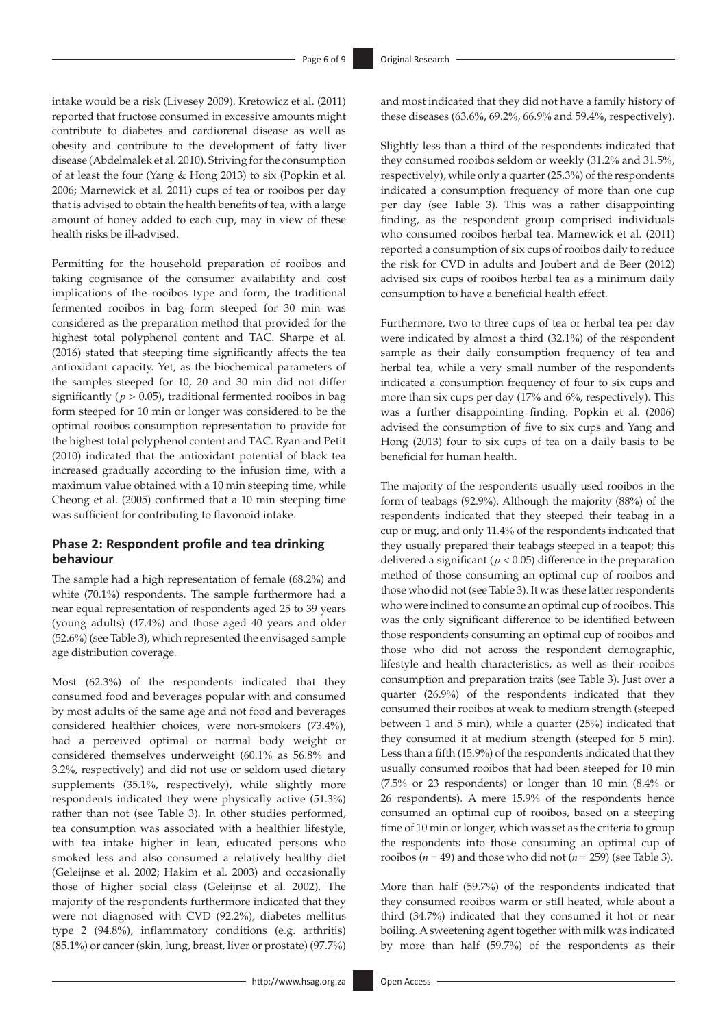intake would be a risk (Livesey 2009). Kretowicz et al. (2011) reported that fructose consumed in excessive amounts might contribute to diabetes and cardiorenal disease as well as obesity and contribute to the development of fatty liver disease (Abdelmalek et al. 2010). Striving for the consumption of at least the four (Yang & Hong 2013) to six (Popkin et al. 2006; Marnewick et al. 2011) cups of tea or rooibos per day that is advised to obtain the health benefits of tea, with a large amount of honey added to each cup, may in view of these health risks be ill-advised.

Permitting for the household preparation of rooibos and taking cognisance of the consumer availability and cost implications of the rooibos type and form, the traditional fermented rooibos in bag form steeped for 30 min was considered as the preparation method that provided for the highest total polyphenol content and TAC. Sharpe et al. (2016) stated that steeping time significantly affects the tea antioxidant capacity. Yet, as the biochemical parameters of the samples steeped for 10, 20 and 30 min did not differ significantly ($p > 0.05$), traditional fermented rooibos in bag form steeped for 10 min or longer was considered to be the optimal rooibos consumption representation to provide for the highest total polyphenol content and TAC. Ryan and Petit (2010) indicated that the antioxidant potential of black tea increased gradually according to the infusion time, with a maximum value obtained with a 10 min steeping time, while Cheong et al. (2005) confirmed that a 10 min steeping time was sufficient for contributing to flavonoid intake.

## Phase 2: Respondent profile and tea drinking behaviour

The sample had a high representation of female (68.2%) and white (70.1%) respondents. The sample furthermore had a near equal representation of respondents aged 25 to 39 years (young adults) (47.4%) and those aged 40 years and older (52.6%) (see Table 3), which represented the envisaged sample age distribution coverage.

Most (62.3%) of the respondents indicated that they consumed food and beverages popular with and consumed by most adults of the same age and not food and beverages considered healthier choices, were non-smokers (73.4%), had a perceived optimal or normal body weight or considered themselves underweight (60.1% as 56.8% and 3.2%, respectively) and did not use or seldom used dietary supplements (35.1%, respectively), while slightly more respondents indicated they were physically active (51.3%) rather than not (see Table 3). In other studies performed, tea consumption was associated with a healthier lifestyle, with tea intake higher in lean, educated persons who smoked less and also consumed a relatively healthy diet (Geleijnse et al. 2002; Hakim et al. 2003) and occasionally those of higher social class (Geleijnse et al. 2002). The majority of the respondents furthermore indicated that they were not diagnosed with CVD (92.2%), diabetes mellitus type 2 (94.8%), inflammatory conditions (e.g. arthritis) (85.1%) or cancer (skin, lung, breast, liver or prostate) (97.7%) and most indicated that they did not have a family history of these diseases (63.6%, 69.2%, 66.9% and 59.4%, respectively).

Slightly less than a third of the respondents indicated that they consumed rooibos seldom or weekly (31.2% and 31.5%, respectively), while only a quarter (25.3%) of the respondents indicated a consumption frequency of more than one cup per day (see Table 3). This was a rather disappointing finding, as the respondent group comprised individuals who consumed rooibos herbal tea. Marnewick et al. (2011) reported a consumption of six cups of rooibos daily to reduce the risk for CVD in adults and Joubert and de Beer (2012) advised six cups of rooibos herbal tea as a minimum daily consumption to have a beneficial health effect.

Furthermore, two to three cups of tea or herbal tea per day were indicated by almost a third (32.1%) of the respondent sample as their daily consumption frequency of tea and herbal tea, while a very small number of the respondents indicated a consumption frequency of four to six cups and more than six cups per day (17% and 6%, respectively). This was a further disappointing finding. Popkin et al. (2006) advised the consumption of five to six cups and Yang and Hong (2013) four to six cups of tea on a daily basis to be beneficial for human health.

The majority of the respondents usually used rooibos in the form of teabags (92.9%). Although the majority (88%) of the respondents indicated that they steeped their teabag in a cup or mug, and only 11.4% of the respondents indicated that they usually prepared their teabags steeped in a teapot; this delivered a significant ($p < 0.05$) difference in the preparation method of those consuming an optimal cup of rooibos and those who did not (see Table 3). It was these latter respondents who were inclined to consume an optimal cup of rooibos. This was the only significant difference to be identified between those respondents consuming an optimal cup of rooibos and those who did not across the respondent demographic, lifestyle and health characteristics, as well as their rooibos consumption and preparation traits (see Table 3). Just over a quarter (26.9%) of the respondents indicated that they consumed their rooibos at weak to medium strength (steeped between 1 and 5 min), while a quarter (25%) indicated that they consumed it at medium strength (steeped for 5 min). Less than a fifth (15.9%) of the respondents indicated that they usually consumed rooibos that had been steeped for 10 min (7.5% or 23 respondents) or longer than 10 min (8.4% or 26 respondents). A mere 15.9% of the respondents hence consumed an optimal cup of rooibos, based on a steeping time of 10 min or longer, which was set as the criteria to group the respondents into those consuming an optimal cup of rooibos ($n = 49$) and those who did not ($n = 259$) (see Table 3).

More than half (59.7%) of the respondents indicated that they consumed rooibos warm or still heated, while about a third (34.7%) indicated that they consumed it hot or near boiling. A sweetening agent together with milk was indicated by more than half (59.7%) of the respondents as their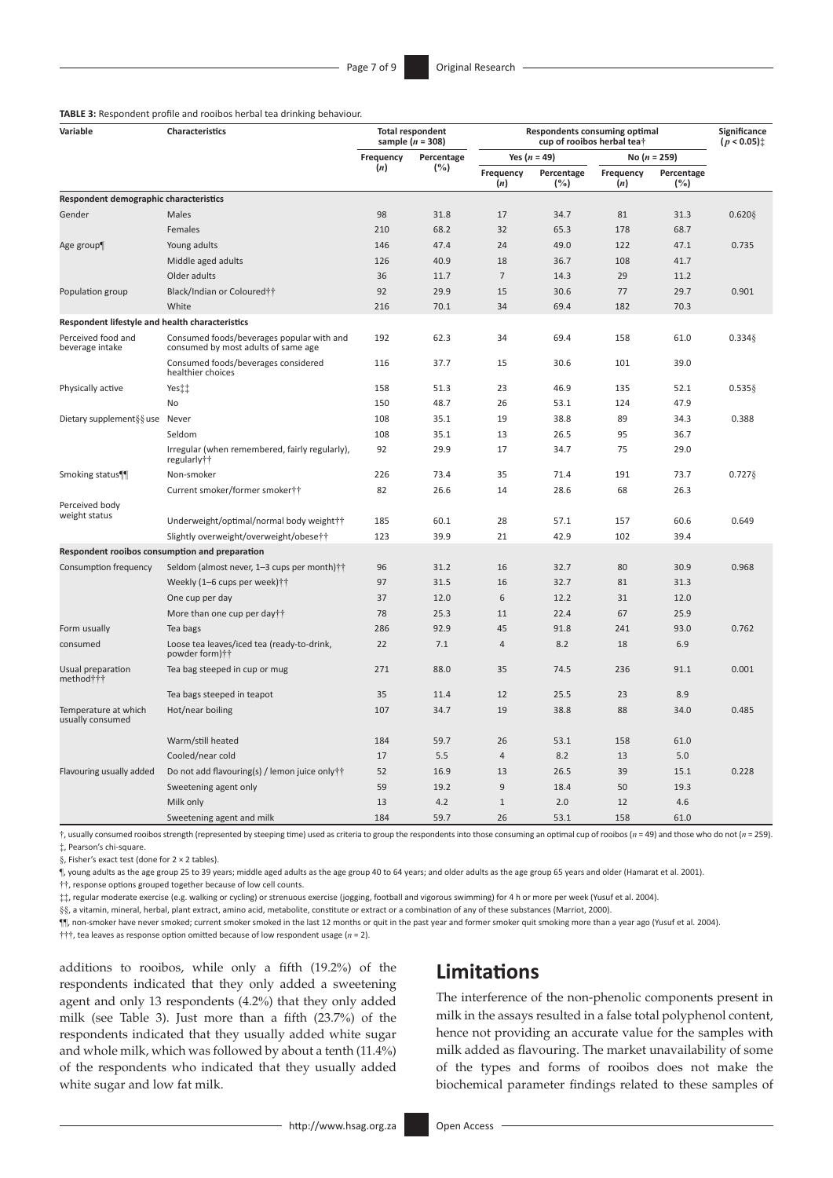**TABLE 3:** Respondent profile and rooibos herbal tea drinking behaviour.

| Variable | Characteristics | Total respondent sample ($n$ = 308) | | Respondents consuming optimal cup of rooibos herbal tea† | | | | Significance ($p$ < 0.05)‡ |
|---|---|---|---|---|---|---|---|---|
| | | | | Yes ($n$ = 49) | | No ($n$ = 259) | | |
| | | Frequency ($n$) | Percentage (%) | Frequency ($n$) | Percentage (%) | Frequency ($n$) | Percentage (%) | |
| **Respondent demographic characteristics** | | | | | | | | |
| Gender | Males | 98 | 31.8 | 17 | 34.7 | 81 | 31.3 | 0.620§ |
| | Females | 210 | 68.2 | 32 | 65.3 | 178 | 68.7 | |
| Age group¶ | Young adults | 146 | 47.4 | 24 | 49.0 | 122 | 47.1 | 0.735 |
| | Middle aged adults | 126 | 40.9 | 18 | 36.7 | 108 | 41.7 | |
| | Older adults | 36 | 11.7 | 7 | 14.3 | 29 | 11.2 | |
| Population group | Black/Indian or Coloured†† | 92 | 29.9 | 15 | 30.6 | 77 | 29.7 | 0.901 |
| | White | 216 | 70.1 | 34 | 69.4 | 182 | 70.3 | |
| **Respondent lifestyle and health characteristics** | | | | | | | | |
| Perceived food and beverage intake | Consumed foods/beverages popular with and consumed by most adults of same age | 192 | 62.3 | 34 | 69.4 | 158 | 61.0 | 0.334§ |
| | Consumed foods/beverages considered healthier choices | 116 | 37.7 | 15 | 30.6 | 101 | 39.0 | |
| Physically active | Yes‡‡ | 158 | 51.3 | 23 | 46.9 | 135 | 52.1 | 0.535§ |
| | No | 150 | 48.7 | 26 | 53.1 | 124 | 47.9 | |
| Dietary supplement§§ use | Never | 108 | 35.1 | 19 | 38.8 | 89 | 34.3 | 0.388 |
| | Seldom | 108 | 35.1 | 13 | 26.5 | 95 | 36.7 | |
| | Irregular (when remembered, fairly regularly), regularly†† | 92 | 29.9 | 17 | 34.7 | 75 | 29.0 | |
| Smoking status¶¶ | Non-smoker | 226 | 73.4 | 35 | 71.4 | 191 | 73.7 | 0.727§ |
| | Current smoker/former smoker†† | 82 | 26.6 | 14 | 28.6 | 68 | 26.3 | |
| Perceived body weight status | Underweight/optimal/normal body weight†† | 185 | 60.1 | 28 | 57.1 | 157 | 60.6 | 0.649 |
| | Slightly overweight/overweight/obese†† | 123 | 39.9 | 21 | 42.9 | 102 | 39.4 | |
| **Respondent rooibos consumption and preparation** | | | | | | | | |
| Consumption frequency | Seldom (almost never, 1–3 cups per month)†† | 96 | 31.2 | 16 | 32.7 | 80 | 30.9 | 0.968 |
| | Weekly (1–6 cups per week)†† | 97 | 31.5 | 16 | 32.7 | 81 | 31.3 | |
| | One cup per day | 37 | 12.0 | 6 | 12.2 | 31 | 12.0 | |
| | More than one cup per day†† | 78 | 25.3 | 11 | 22.4 | 67 | 25.9 | |
| Form usually consumed | Tea bags | 286 | 92.9 | 45 | 91.8 | 241 | 93.0 | 0.762 |
| | Loose tea leaves/iced tea (ready-to-drink, powder form)†† | 22 | 7.1 | 4 | 8.2 | 18 | 6.9 | |
| Usual preparation method††† | Tea bag steeped in cup or mug | 271 | 88.0 | 35 | 74.5 | 236 | 91.1 | 0.001 |
| | Tea bags steeped in teapot | 35 | 11.4 | 12 | 25.5 | 23 | 8.9 | |
| Temperature at which usually consumed | Hot/near boiling | 107 | 34.7 | 19 | 38.8 | 88 | 34.0 | 0.485 |
| | Warm/still heated | 184 | 59.7 | 26 | 53.1 | 158 | 61.0 | |
| | Cooled/near cold | 17 | 5.5 | 4 | 8.2 | 13 | 5.0 | |
| Flavouring usually added | Do not add flavouring(s) / lemon juice only†† | 52 | 16.9 | 13 | 26.5 | 39 | 15.1 | 0.228 |
| | Sweetening agent only | 59 | 19.2 | 9 | 18.4 | 50 | 19.3 | |
| | Milk only | 13 | 4.2 | 1 | 2.0 | 12 | 4.6 | |
| | Sweetening agent and milk | 184 | 59.7 | 26 | 53.1 | 158 | 61.0 | |

†, usually consumed rooibos strength (represented by steeping time) used as criteria to group the respondents into those consuming an optimal cup of rooibos ($n$ = 49) and those who do not ($n$ = 259).
‡, Pearson's chi-square.
§, Fisher's exact test (done for 2 × 2 tables).
¶, young adults as the age group 25 to 39 years; middle aged adults as the age group 40 to 64 years; and older adults as the age group 65 years and older (Hamarat et al. 2001).
††, response options grouped together because of low cell counts.
‡‡, regular moderate exercise (e.g. walking or cycling) or strenuous exercise (jogging, football and vigorous swimming) for 4 h or more per week (Yusuf et al. 2004).
§§, a vitamin, mineral, herbal, plant extract, amino acid, metabolite, constitute or extract or a combination of any of these substances (Marriot, 2000).
¶¶, non-smoker have never smoked; current smoker smoked in the last 12 months or quit in the past year and former smoker quit smoking more than a year ago (Yusuf et al. 2004).
†††, tea leaves as response option omitted because of low respondent usage ($n$ = 2).

additions to rooibos, while only a fifth (19.2%) of the respondents indicated that they only added a sweetening agent and only 13 respondents (4.2%) that they only added milk (see Table 3). Just more than a fifth (23.7%) of the respondents indicated that they usually added white sugar and whole milk, which was followed by about a tenth (11.4%) of the respondents who indicated that they usually added white sugar and low fat milk.

## Limitations

The interference of the non-phenolic components present in milk in the assays resulted in a false total polyphenol content, hence not providing an accurate value for the samples with milk added as flavouring. The market unavailability of some of the types and forms of rooibos does not make the biochemical parameter findings related to these samples of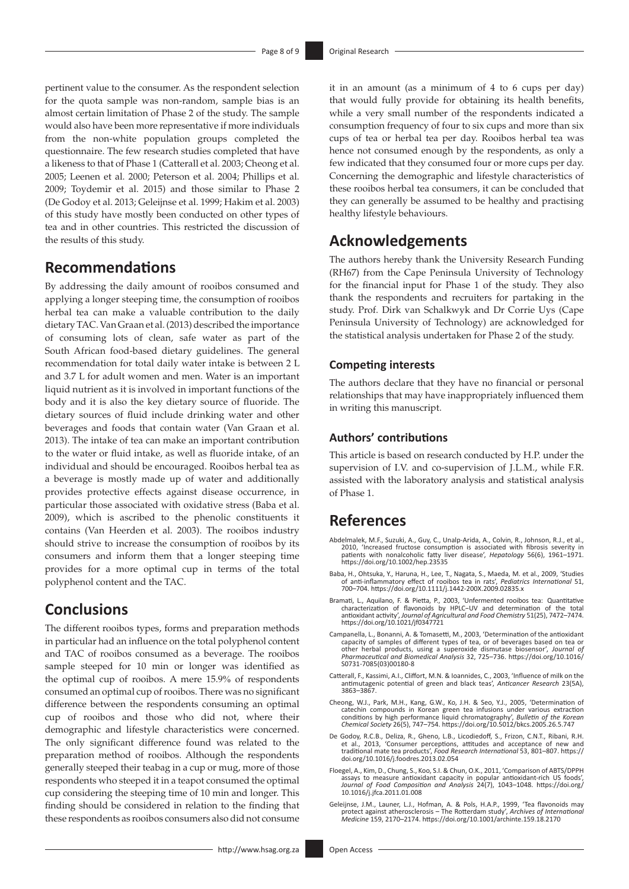pertinent value to the consumer. As the respondent selection for the quota sample was non-random, sample bias is an almost certain limitation of Phase 2 of the study. The sample would also have been more representative if more individuals from the non-white population groups completed the questionnaire. The few research studies completed that have a likeness to that of Phase 1 (Catterall et al. 2003; Cheong et al. 2005; Leenen et al. 2000; Peterson et al. 2004; Phillips et al. 2009; Toydemir et al. 2015) and those similar to Phase 2 (De Godoy et al. 2013; Geleijnse et al. 1999; Hakim et al. 2003) of this study have mostly been conducted on other types of tea and in other countries. This restricted the discussion of the results of this study.

## Recommendations

By addressing the daily amount of rooibos consumed and applying a longer steeping time, the consumption of rooibos herbal tea can make a valuable contribution to the daily dietary TAC. Van Graan et al. (2013) described the importance of consuming lots of clean, safe water as part of the South African food-based dietary guidelines. The general recommendation for total daily water intake is between 2 L and 3.7 L for adult women and men. Water is an important liquid nutrient as it is involved in important functions of the body and it is also the key dietary source of fluoride. The dietary sources of fluid include drinking water and other beverages and foods that contain water (Van Graan et al. 2013). The intake of tea can make an important contribution to the water or fluid intake, as well as fluoride intake, of an individual and should be encouraged. Rooibos herbal tea as a beverage is mostly made up of water and additionally provides protective effects against disease occurrence, in particular those associated with oxidative stress (Baba et al. 2009), which is ascribed to the phenolic constituents it contains (Van Heerden et al. 2003). The rooibos industry should strive to increase the consumption of rooibos by its consumers and inform them that a longer steeping time provides for a more optimal cup in terms of the total polyphenol content and the TAC.

## Conclusions

The different rooibos types, forms and preparation methods in particular had an influence on the total polyphenol content and TAC of rooibos consumed as a beverage. The rooibos sample steeped for 10 min or longer was identified as the optimal cup of rooibos. A mere 15.9% of respondents consumed an optimal cup of rooibos. There was no significant difference between the respondents consuming an optimal cup of rooibos and those who did not, where their demographic and lifestyle characteristics were concerned. The only significant difference found was related to the preparation method of rooibos. Although the respondents generally steeped their teabag in a cup or mug, more of those respondents who steeped it in a teapot consumed the optimal cup considering the steeping time of 10 min and longer. This finding should be considered in relation to the finding that these respondents as rooibos consumers also did not consume it in an amount (as a minimum of 4 to 6 cups per day) that would fully provide for obtaining its health benefits, while a very small number of the respondents indicated a consumption frequency of four to six cups and more than six cups of tea or herbal tea per day. Rooibos herbal tea was hence not consumed enough by the respondents, as only a few indicated that they consumed four or more cups per day. Concerning the demographic and lifestyle characteristics of these rooibos herbal tea consumers, it can be concluded that they can generally be assumed to be healthy and practising healthy lifestyle behaviours.

## Acknowledgements

The authors hereby thank the University Research Funding (RH67) from the Cape Peninsula University of Technology for the financial input for Phase 1 of the study. They also thank the respondents and recruiters for partaking in the study. Prof. Dirk van Schalkwyk and Dr Corrie Uys (Cape Peninsula University of Technology) are acknowledged for the statistical analysis undertaken for Phase 2 of the study.

### Competing interests

The authors declare that they have no financial or personal relationships that may have inappropriately influenced them in writing this manuscript.

### Authors' contributions

This article is based on research conducted by H.P. under the supervision of I.V. and co-supervision of J.L.M., while F.R. assisted with the laboratory analysis and statistical analysis of Phase 1.

## References

Abdelmalek, M.F., Suzuki, A., Guy, C., Unalp-Arida, A., Colvin, R., Johnson, R.J., et al., 2010, 'Increased fructose consumption is associated with fibrosis severity in patients with nonalcoholic fatty liver disease', *Hepatology* 56(6), 1961–1971. https://doi.org/10.1002/hep.23535

Baba, H., Ohtsuka, Y., Haruna, H., Lee, T., Nagata, S., Maeda, M. et al., 2009, 'Studies of anti-inflammatory effect of rooibos tea in rats', *Pediatrics International* 51, 700–704. https://doi.org/10.1111/j.1442-200X.2009.02835.x

Bramati, L., Aquilano, F. & Pietta, P., 2003, 'Unfermented rooibos tea: Quantitative characterization of flavonoids by HPLC–UV and determination of the total antioxidant activity', *Journal of Agricultural and Food Chemistry* 51(25), 7472–7474. https://doi.org/10.1021/jf0347721

Campanella, L., Bonanni, A. & Tomasetti, M., 2003, 'Determination of the antioxidant capacity of samples of different types of tea, or of beverages based on tea or other herbal products, using a superoxide dismutase biosensor', *Journal of Pharmaceutical and Biomedical Analysis* 32, 725–736. https://doi.org/10.1016/S0731-7085(03)00180-8

Catterall, F., Kassimi, A.I., Clifford, M.N. & Ioannides, C., 2003, 'Influence of milk on the antimutagenic potential of green and black teas', *Anticancer Research* 23(5A), 3863–3867.

Cheong, W.J., Park, M.H., Kang, G.W., Ko, J.H. & Seo, Y.J., 2005, 'Determination of catechin compounds in Korean green tea infusions under various extraction conditions by high performance liquid chromatography', *Bulletin of the Korean Chemical Society* 26(5), 747–754. https://doi.org/10.5012/bkcs.2005.26.5.747

De Godoy, R.C.B., Deliza, R., Gheno, L.B., Licodiedoff, S., Frizon, C.N.T., Ribani, R.H. et al., 2013, 'Consumer perceptions, attitudes and acceptance of new and traditional mate tea products', *Food Research International* 53, 801–807. https://doi.org/10.1016/j.foodres.2013.02.054

Floegel, A., Kim, D., Chung, S., Koo, S.I. & Chun, O.K., 2011, 'Comparison of ABTS/DPPH assays to measure antioxidant capacity in popular antioxidant-rich US foods', *Journal of Food Composition and Analysis* 24(7), 1043–1048. https://doi.org/10.1016/j.jfca.2011.01.008

Geleijnse, J.M., Launer, L.J., Hofman, A. & Pols, H.A.P., 1999, 'Tea flavonoids may protect against atherosclerosis – The Rotterdam study', *Archives of International Medicine* 159, 2170–2174. https://doi.org/10.1001/archinte.159.18.2170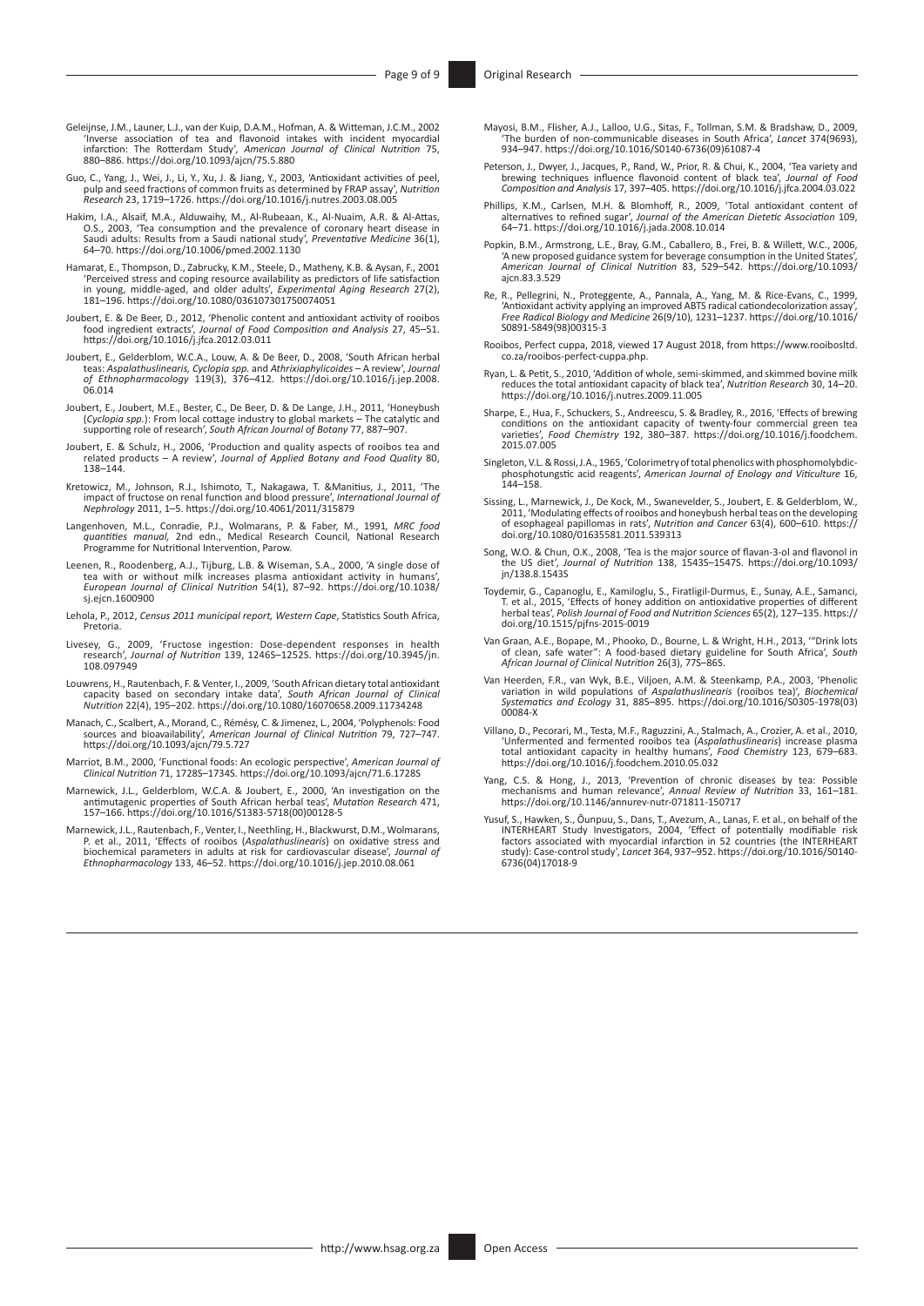Geleijnse, J.M., Launer, L.J., van der Kuip, D.A.M., Hofman, A. & Witteman, J.C.M., 2002 'Inverse association of tea and flavonoid intakes with incident myocardial infarction: The Rotterdam Study', *American Journal of Clinical Nutrition* 75, 880–886. https://doi.org/10.1093/ajcn/75.5.880

Guo, C., Yang, J., Wei, J., Li, Y., Xu, J. & Jiang, Y., 2003, 'Antioxidant activities of peel, pulp and seed fractions of common fruits as determined by FRAP assay', *Nutrition Research* 23, 1719–1726. https://doi.org/10.1016/j.nutres.2003.08.005

Hakim, I.A., Alsaif, M.A., Alduwaihy, M., Al-Rubeaan, K., Al-Nuaim, A.R. & Al-Attas, O.S., 2003, 'Tea consumption and the prevalence of coronary heart disease in Saudi adults: Results from a Saudi national study', *Preventative Medicine* 36(1), 64–70. https://doi.org/10.1006/pmed.2002.1130

Hamarat, E., Thompson, D., Zabrucky, K.M., Steele, D., Matheny, K.B. & Aysan, F., 2001 'Perceived stress and coping resource availability as predictors of life satisfaction in young, middle-aged, and older adults', *Experimental Aging Research* 27(2), 181–196. https://doi.org/10.1080/036107301750074051

Joubert, E. & De Beer, D., 2012, 'Phenolic content and antioxidant activity of rooibos food ingredient extracts', *Journal of Food Composition and Analysis* 27, 45–51. https://doi.org/10.1016/j.jfca.2012.03.011

Joubert, E., Gelderblom, W.C.A., Louw, A. & De Beer, D., 2008, 'South African herbal teas: *Aspalathuslinearis, Cyclopia spp.* and *Athrixiaphylicoides* – A review', *Journal of Ethnopharmacology* 119(3), 376–412. https://doi.org/10.1016/j.jep.2008.06.014

Joubert, E., Joubert, M.E., Bester, C., De Beer, D. & De Lange, J.H., 2011, 'Honeybush (*Cyclopia spp.*): From local cottage industry to global markets – The catalytic and supporting role of research', *South African Journal of Botany* 77, 887–907.

Joubert, E. & Schulz, H., 2006, 'Production and quality aspects of rooibos tea and related products – A review', *Journal of Applied Botany and Food Quality* 80, 138–144.

Kretowicz, M., Johnson, R.J., Ishimoto, T., Nakagawa, T. &Manitius, J., 2011, 'The impact of fructose on renal function and blood pressure', *International Journal of Nephrology* 2011, 1–5. https://doi.org/10.4061/2011/315879

Langenhoven, M.L., Conradie, P.J., Wolmarans, P. & Faber, M., 1991, *MRC food quantities manual*, 2nd edn., Medical Research Council, National Research Programme for Nutritional Intervention, Parow.

Leenen, R., Roodenberg, A.J., Tijburg, L.B. & Wiseman, S.A., 2000, 'A single dose of tea with or without milk increases plasma antioxidant activity in humans', *European Journal of Clinical Nutrition* 54(1), 87–92. https://doi.org/10.1038/sj.ejcn.1600900

Lehola, P., 2012, *Census 2011 municipal report, Western Cape*, Statistics South Africa, Pretoria.

Livesey, G., 2009, 'Fructose ingestion: Dose-dependent responses in health research', *Journal of Nutrition* 139, 1246S–1252S. https://doi.org/10.3945/jn.108.097949

Louwrens, H., Rautenbach, F. & Venter, I., 2009, 'South African dietary total antioxidant capacity based on secondary intake data', *South African Journal of Clinical Nutrition* 22(4), 195–202. https://doi.org/10.1080/16070658.2009.11734248

Manach, C., Scalbert, A., Morand, C., Rémésy, C. & Jimenez, L., 2004, 'Polyphenols: Food sources and bioavailability', *American Journal of Clinical Nutrition* 79, 727–747. https://doi.org/10.1093/ajcn/79.5.727

Marriot, B.M., 2000, 'Functional foods: An ecologic perspective', *American Journal of Clinical Nutrition* 71, 1728S–1734S. https://doi.org/10.1093/ajcn/71.6.1728S

Marnewick, J.L., Gelderblom, W.C.A. & Joubert, E., 2000, 'An investigation on the antimutagenic properties of South African herbal teas', *Mutation Research* 471, 157–166. https://doi.org/10.1016/S1383-5718(00)00128-5

Marnewick, J.L., Rautenbach, F., Venter, I., Neethling, H., Blackwurst, D.M., Wolmarans, P. et al., 2011, 'Effects of rooibos (*Aspalathuslinearis*) on oxidative stress and biochemical parameters in adults at risk for cardiovascular disease', *Journal of Ethnopharmacology* 133, 46–52. https://doi.org/10.1016/j.jep.2010.08.061

Mayosi, B.M., Flisher, A.J., Lalloo, U.G., Sitas, F., Tollman, S.M. & Bradshaw, D., 2009, 'The burden of non-communicable diseases in South Africa', *Lancet* 374(9693), 934–947. https://doi.org/10.1016/S0140-6736(09)61087-4

Peterson, J., Dwyer, J., Jacques, P., Rand, W., Prior, R. & Chui, K., 2004, 'Tea variety and brewing techniques influence flavonoid content of black tea', *Journal of Food Composition and Analysis* 17, 397–405. https://doi.org/10.1016/j.jfca.2004.03.022

Phillips, K.M., Carlsen, M.H. & Blomhoff, R., 2009, 'Total antioxidant content of alternatives to refined sugar', *Journal of the American Dietetic Association* 109, 64–71. https://doi.org/10.1016/j.jada.2008.10.014

Popkin, B.M., Armstrong, L.E., Bray, G.M., Caballero, B., Frei, B. & Willett, W.C., 2006, 'A new proposed guidance system for beverage consumption in the United States', *American Journal of Clinical Nutrition* 83, 529–542. https://doi.org/10.1093/ajcn.83.3.529

Re, R., Pellegrini, N., Proteggente, A., Pannala, A., Yang, M. & Rice-Evans, C., 1999, 'Antioxidant activity applying an improved ABTS radical cationdecolorization assay', *Free Radical Biology and Medicine* 26(9/10), 1231–1237. https://doi.org/10.1016/S0891-5849(98)00315-3

Rooibos, Perfect cuppa, 2018, viewed 17 August 2018, from https://www.rooibosltd.co.za/rooibos-perfect-cuppa.php.

Ryan, L. & Petit, S., 2010, 'Addition of whole, semi-skimmed, and skimmed bovine milk reduces the total antioxidant capacity of black tea', *Nutrition Research* 30, 14–20. https://doi.org/10.1016/j.nutres.2009.11.005

Sharpe, E., Hua, F., Schuckers, S., Andreescu, S. & Bradley, R., 2016, 'Effects of brewing conditions on the antioxidant capacity of twenty-four commercial green tea varieties', *Food Chemistry* 192, 380–387. https://doi.org/10.1016/j.foodchem.2015.07.005

Singleton, V.L. & Rossi, J.A., 1965, 'Colorimetry of total phenolics with phosphomolybdic-phosphotungstic acid reagents', *American Journal of Enology and Viticulture* 16, 144–158.

Sissing, L., Marnewick, J., De Kock, M., Swanevelder, S., Joubert, E. & Gelderblom, W., 2011, 'Modulating effects of rooibos and honeybush herbal teas on the developing of esophageal papillomas in rats', *Nutrition and Cancer* 63(4), 600–610. https://doi.org/10.1080/01635581.2011.539313

Song, W.O. & Chun, O.K., 2008, 'Tea is the major source of flavan-3-ol and flavonol in the US diet', *Journal of Nutrition* 138, 1543S–1547S. https://doi.org/10.1093/jn/138.8.1543S

Toydemir, G., Capanoglu, E., Kamiloglu, S., Firatligil-Durmus, E., Sunay, A.E., Samanci, T. et al., 2015, 'Effects of honey addition on antioxidative properties of different herbal teas', *Polish Journal of Food and Nutrition Sciences* 65(2), 127–135. https://doi.org/10.1515/pjfns-2015-0019

Van Graan, A.E., Bopape, M., Phooko, D., Bourne, L. & Wright, H.H., 2013, '"Drink lots of clean, safe water": A food-based dietary guideline for South Africa', *South African Journal of Clinical Nutrition* 26(3), 77S–86S.

Van Heerden, F.R., van Wyk, B.E., Viljoen, A.M. & Steenkamp, P.A., 2003, 'Phenolic variation in wild populations of *Aspalathuslinearis* (rooibos tea)', *Biochemical Systematics and Ecology* 31, 885–895. https://doi.org/10.1016/S0305-1978(03)00084-X

Villano, D., Pecorari, M., Testa, M.F., Raguzzini, A., Stalmach, A., Crozier, A. et al., 2010, 'Unfermented and fermented rooibos tea (*Aspalathuslinearis*) increase plasma total antioxidant capacity in healthy humans', *Food Chemistry* 123, 679–683. https://doi.org/10.1016/j.foodchem.2010.05.032

Yang, C.S. & Hong, J., 2013, 'Prevention of chronic diseases by tea: Possible mechanisms and human relevance', *Annual Review of Nutrition* 33, 161–181. https://doi.org/10.1146/annurev-nutr-071811-150717

Yusuf, S., Hawken, S., Ôunpuu, S., Dans, T., Avezum, A., Lanas, F. et al., on behalf of the INTERHEART Study Investigators, 2004, 'Effect of potentially modifiable risk factors associated with myocardial infarction in 52 countries (the INTERHEART study): Case-control study', *Lancet* 364, 937–952. https://doi.org/10.1016/S0140-6736(04)17018-9